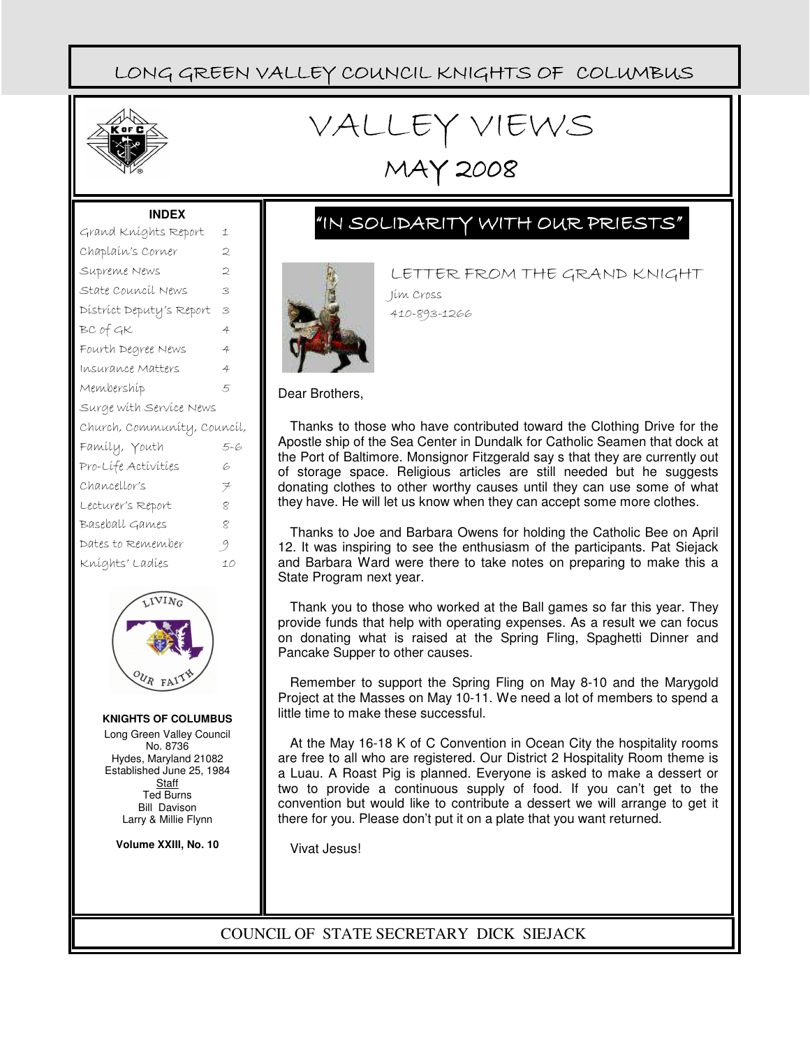# LONG GREEN VALLEY COUNCIL KNIGHTS OF COLUMBUS

# VALLEY VIEWS

## MAY 2008

**INDEX**

| | |
|---|---|
| Grand Knights Report | 1 |
| Chaplain's Corner | 2 |
| Supreme News | 2 |
| State Council News | 3 |
| District Deputy's Report | 3 |
| BC of GK | 4 |
| Fourth Degree News | 4 |
| Insurance Matters | 4 |
| Membership | 5 |
| Surge with Service News | |
| Church, Community, Council, | |
| Family, Youth | 5-6 |
| Pro-Life Activities | 6 |
| Chancellor's | 7 |
| Lecturer's Report | 8 |
| Baseball Games | 8 |
| Dates to Remember | 9 |
| Knights' Ladies | 10 |

**KNIGHTS OF COLUMBUS**

Long Green Valley Council
No. 8736
Hydes, Maryland 21082
Established June 25, 1984

Staff
Ted Burns
Bill Davison
Larry & Millie Flynn

**Volume XXIII, No. 10**

## "IN SOLIDARITY WITH OUR PRIESTS"

### LETTER FROM THE GRAND KNIGHT

Jim Cross
410-893-1266

Dear Brothers,

Thanks to those who have contributed toward the Clothing Drive for the Apostle ship of the Sea Center in Dundalk for Catholic Seamen that dock at the Port of Baltimore. Monsignor Fitzgerald say s that they are currently out of storage space. Religious articles are still needed but he suggests donating clothes to other worthy causes until they can use some of what they have. He will let us know when they can accept some more clothes.

Thanks to Joe and Barbara Owens for holding the Catholic Bee on April 12. It was inspiring to see the enthusiasm of the participants. Pat Siejack and Barbara Ward were there to take notes on preparing to make this a State Program next year.

Thank you to those who worked at the Ball games so far this year. They provide funds that help with operating expenses. As a result we can focus on donating what is raised at the Spring Fling, Spaghetti Dinner and Pancake Supper to other causes.

Remember to support the Spring Fling on May 8-10 and the Marygold Project at the Masses on May 10-11. We need a lot of members to spend a little time to make these successful.

At the May 16-18 K of C Convention in Ocean City the hospitality rooms are free to all who are registered. Our District 2 Hospitality Room theme is a Luau. A Roast Pig is planned. Everyone is asked to make a dessert or two to provide a continuous supply of food. If you can't get to the convention but would like to contribute a dessert we will arrange to get it there for you. Please don't put it on a plate that you want returned.

Vivat Jesus!

COUNCIL OF STATE SECRETARY DICK SIEJACK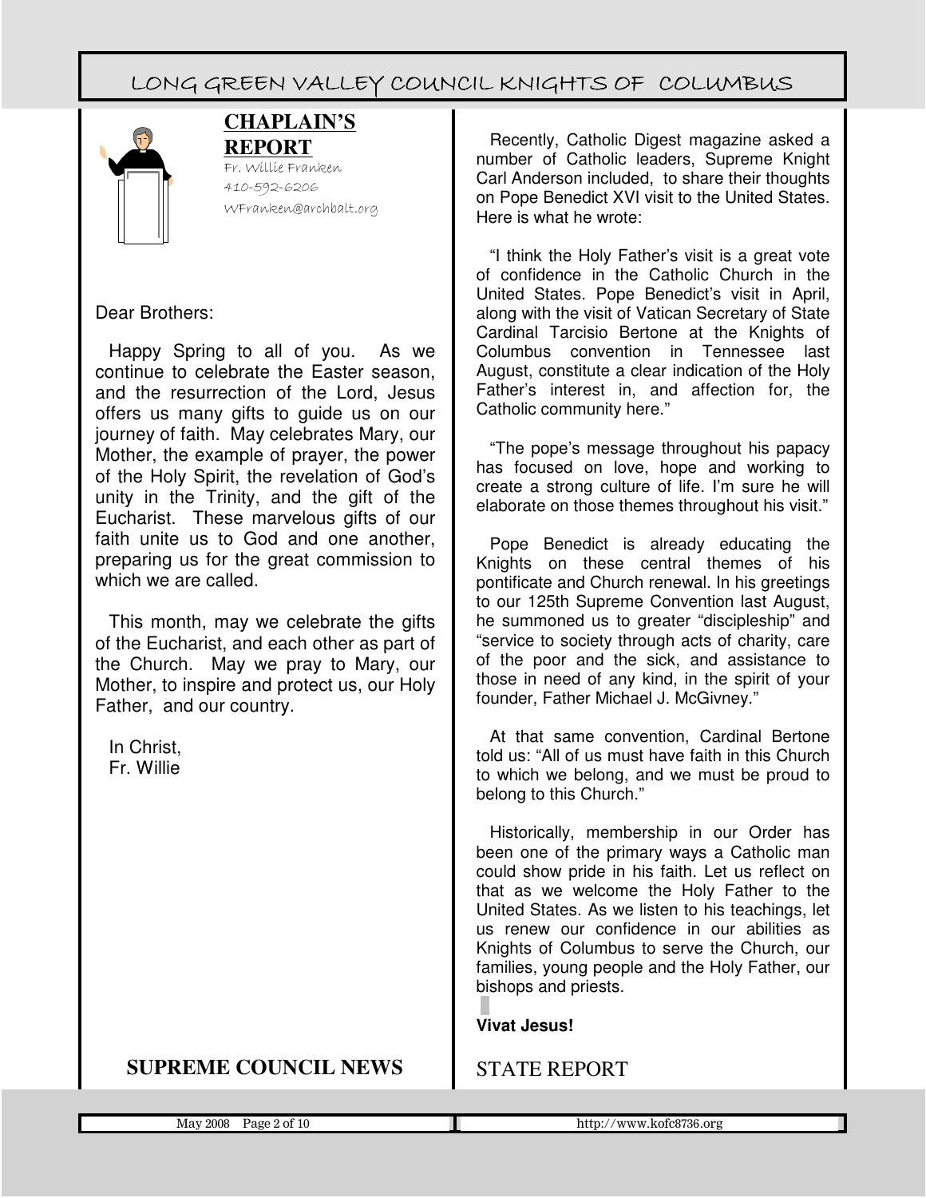## CHAPLAIN'S REPORT

Fr. Willie Franken
410-592-6206
WFranken@archbalt.org

Dear Brothers:

Happy Spring to all of you. As we continue to celebrate the Easter season, and the resurrection of the Lord, Jesus offers us many gifts to guide us on our journey of faith. May celebrates Mary, our Mother, the example of prayer, the power of the Holy Spirit, the revelation of God's unity in the Trinity, and the gift of the Eucharist. These marvelous gifts of our faith unite us to God and one another, preparing us for the great commission to which we are called.

This month, may we celebrate the gifts of the Eucharist, and each other as part of the Church. May we pray to Mary, our Mother, to inspire and protect us, our Holy Father, and our country.

In Christ,
Fr. Willie

## SUPREME COUNCIL NEWS

Recently, Catholic Digest magazine asked a number of Catholic leaders, Supreme Knight Carl Anderson included, to share their thoughts on Pope Benedict XVI visit to the United States. Here is what he wrote:

"I think the Holy Father's visit is a great vote of confidence in the Catholic Church in the United States. Pope Benedict's visit in April, along with the visit of Vatican Secretary of State Cardinal Tarcisio Bertone at the Knights of Columbus convention in Tennessee last August, constitute a clear indication of the Holy Father's interest in, and affection for, the Catholic community here."

"The pope's message throughout his papacy has focused on love, hope and working to create a strong culture of life. I'm sure he will elaborate on those themes throughout his visit."

Pope Benedict is already educating the Knights on these central themes of his pontificate and Church renewal. In his greetings to our 125th Supreme Convention last August, he summoned us to greater "discipleship" and "service to society through acts of charity, care of the poor and the sick, and assistance to those in need of any kind, in the spirit of your founder, Father Michael J. McGivney."

At that same convention, Cardinal Bertone told us: "All of us must have faith in this Church to which we belong, and we must be proud to belong to this Church."

Historically, membership in our Order has been one of the primary ways a Catholic man could show pride in his faith. Let us reflect on that as we welcome the Holy Father to the United States. As we listen to his teachings, let us renew our confidence in our abilities as Knights of Columbus to serve the Church, our families, young people and the Holy Father, our bishops and priests.

**Vivat Jesus!**

## STATE REPORT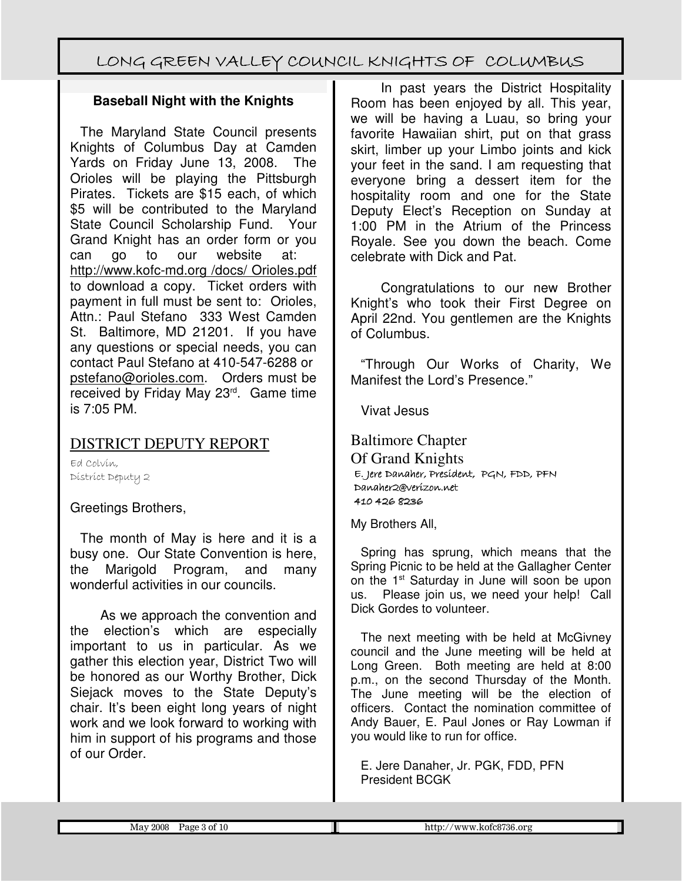## Baseball Night with the Knights

The Maryland State Council presents Knights of Columbus Day at Camden Yards on Friday June 13, 2008. The Orioles will be playing the Pittsburgh Pirates. Tickets are $15 each, of which $5 will be contributed to the Maryland State Council Scholarship Fund. Your Grand Knight has an order form or you can go to our website at: http://www.kofc-md.org /docs/ Orioles.pdf to download a copy. Ticket orders with payment in full must be sent to: Orioles, Attn.: Paul Stefano 333 West Camden St. Baltimore, MD 21201. If you have any questions or special needs, you can contact Paul Stefano at 410-547-6288 or pstefano@orioles.com. Orders must be received by Friday May 23rd. Game time is 7:05 PM.

## DISTRICT DEPUTY REPORT

Ed Colvin,
District Deputy 2

Greetings Brothers,

The month of May is here and it is a busy one. Our State Convention is here, the Marigold Program, and many wonderful activities in our councils.

As we approach the convention and the election's which are especially important to us in particular. As we gather this election year, District Two will be honored as our Worthy Brother, Dick Siejack moves to the State Deputy's chair. It's been eight long years of night work and we look forward to working with him in support of his programs and those of our Order.

In past years the District Hospitality Room has been enjoyed by all. This year, we will be having a Luau, so bring your favorite Hawaiian shirt, put on that grass skirt, limber up your Limbo joints and kick your feet in the sand. I am requesting that everyone bring a dessert item for the hospitality room and one for the State Deputy Elect's Reception on Sunday at 1:00 PM in the Atrium of the Princess Royale. See you down the beach. Come celebrate with Dick and Pat.

Congratulations to our new Brother Knight's who took their First Degree on April 22nd. You gentlemen are the Knights of Columbus.

"Through Our Works of Charity, We Manifest the Lord's Presence."

Vivat Jesus

## Baltimore Chapter Of Grand Knights

E. Jere Danaher, President, PGN, FDD, PFN
Danaher2@verizon.net
410 426 8236

My Brothers All,

Spring has sprung, which means that the Spring Picnic to be held at the Gallagher Center on the 1st Saturday in June will soon be upon us. Please join us, we need your help! Call Dick Gordes to volunteer.

The next meeting with be held at McGivney council and the June meeting will be held at Long Green. Both meeting are held at 8:00 p.m., on the second Thursday of the Month. The June meeting will be the election of officers. Contact the nomination committee of Andy Bauer, E. Paul Jones or Ray Lowman if you would like to run for office.

E. Jere Danaher, Jr. PGK, FDD, PFN
President BCGK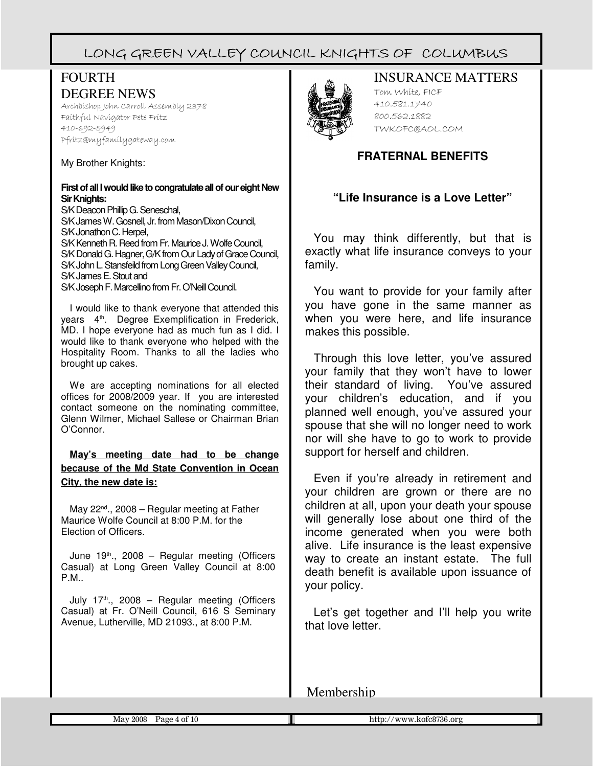## FOURTH DEGREE NEWS

Archbishop John Carroll Assembly 2378
Faithful Navigator Pete Fritz
410-692-5949
Pfritz@myfamilygateway.com

My Brother Knights:

**First of all I would like to congratulate all of our eight New Sir Knights:**

S/K Deacon Phillip G. Seneschal,
S/K James W. Gosnell, Jr. from Mason/Dixon Council,
S/K Jonathon C. Herpel,
S/K Kenneth R. Reed from Fr. Maurice J. Wolfe Council,
S/K Donald G. Hagner, G/K from Our Lady of Grace Council,
S/K John L. Stansfeild from Long Green Valley Council,
S/K James E. Stout and
S/K Joseph F. Marcellino from Fr. O'Neill Council.

I would like to thank everyone that attended this years 4th. Degree Exemplification in Frederick, MD. I hope everyone had as much fun as I did. I would like to thank everyone who helped with the Hospitality Room. Thanks to all the ladies who brought up cakes.

We are accepting nominations for all elected offices for 2008/2009 year. If you are interested contact someone on the nominating committee, Glenn Wilmer, Michael Sallese or Chairman Brian O'Connor.

**May's meeting date had to be change because of the Md State Convention in Ocean City, the new date is:**

May 22nd., 2008 – Regular meeting at Father Maurice Wolfe Council at 8:00 P.M. for the Election of Officers.

June 19th., 2008 – Regular meeting (Officers Casual) at Long Green Valley Council at 8:00 P.M..

July 17th., 2008 – Regular meeting (Officers Casual) at Fr. O'Neill Council, 616 S Seminary Avenue, Lutherville, MD 21093., at 8:00 P.M.

## INSURANCE MATTERS

Tom White, FICF
410.581.1740
800.562.1882
TWKOFC@AOL.COM

### FRATERNAL BENEFITS

**"Life Insurance is a Love Letter"**

You may think differently, but that is exactly what life insurance conveys to your family.

You want to provide for your family after you have gone in the same manner as when you were here, and life insurance makes this possible.

Through this love letter, you've assured your family that they won't have to lower their standard of living. You've assured your children's education, and if you planned well enough, you've assured your spouse that she will no longer need to work nor will she have to go to work to provide support for herself and children.

Even if you're already in retirement and your children are grown or there are no children at all, upon your death your spouse will generally lose about one third of the income generated when you were both alive. Life insurance is the least expensive way to create an instant estate. The full death benefit is available upon issuance of your policy.

Let's get together and I'll help you write that love letter.

## Membership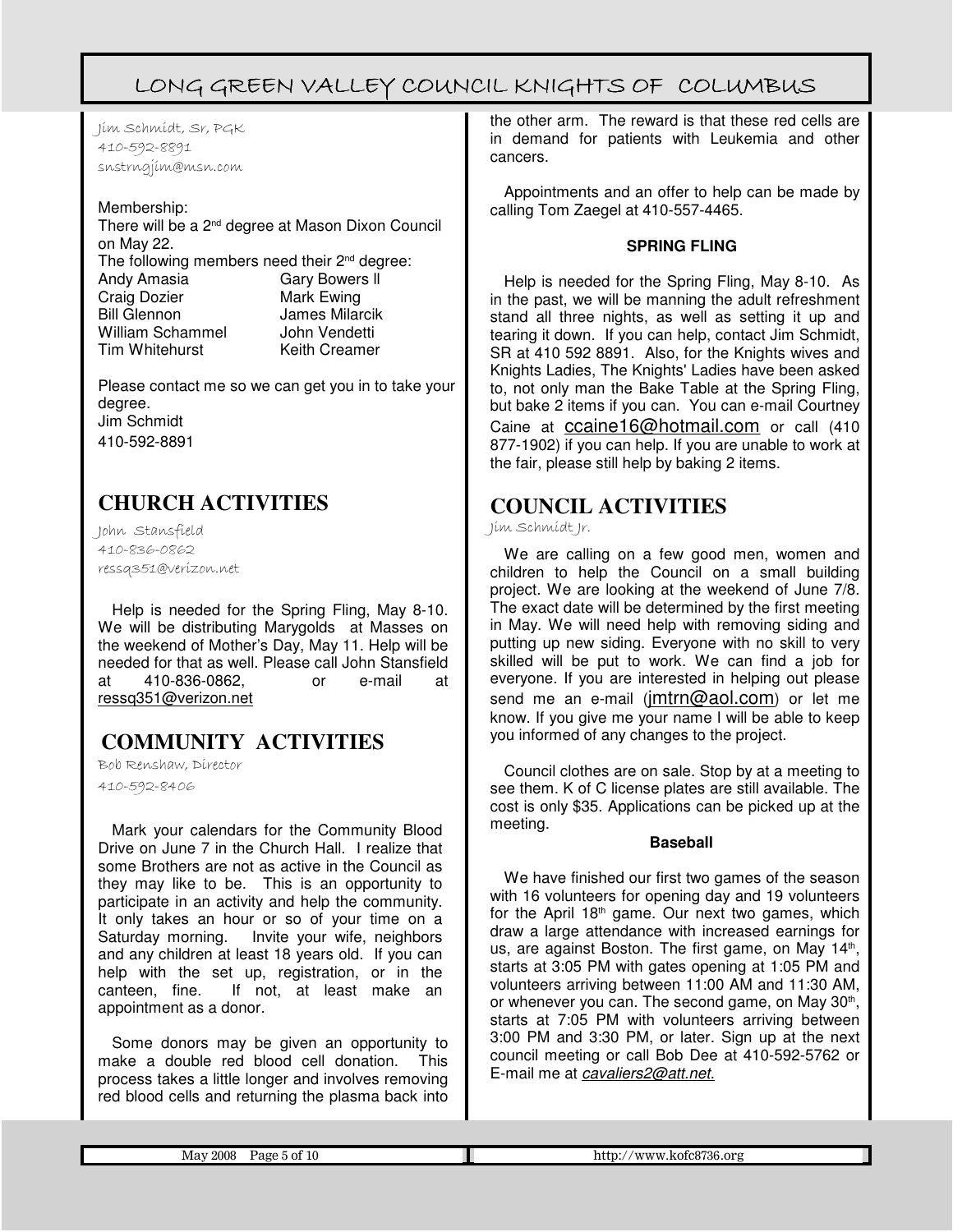Jim Schmidt, Sr, PGK
410-592-8891
snstrngjim@msn.com

Membership:
There will be a 2nd degree at Mason Dixon Council on May 22.
The following members need their 2nd degree:

| | |
|---|---|
| Andy Amasia | Gary Bowers ll |
| Craig Dozier | Mark Ewing |
| Bill Glennon | James Milarcik |
| William Schammel | John Vendetti |
| Tim Whitehurst | Keith Creamer |

Please contact me so we can get you in to take your degree.
Jim Schmidt
410-592-8891

## CHURCH ACTIVITIES

John Stansfield
410-836-0862
ressq351@verizon.net

Help is needed for the Spring Fling, May 8-10. We will be distributing Marygolds at Masses on the weekend of Mother's Day, May 11. Help will be needed for that as well. Please call John Stansfield at 410-836-0862, or e-mail at ressq351@verizon.net

## COMMUNITY ACTIVITIES

Bob Renshaw, Director
410-592-8406

Mark your calendars for the Community Blood Drive on June 7 in the Church Hall. I realize that some Brothers are not as active in the Council as they may like to be. This is an opportunity to participate in an activity and help the community. It only takes an hour or so of your time on a Saturday morning. Invite your wife, neighbors and any children at least 18 years old. If you can help with the set up, registration, or in the canteen, fine. If not, at least make an appointment as a donor.

Some donors may be given an opportunity to make a double red blood cell donation. This process takes a little longer and involves removing red blood cells and returning the plasma back into the other arm. The reward is that these red cells are in demand for patients with Leukemia and other cancers.

Appointments and an offer to help can be made by calling Tom Zaegel at 410-557-4465.

**SPRING FLING**

Help is needed for the Spring Fling, May 8-10. As in the past, we will be manning the adult refreshment stand all three nights, as well as setting it up and tearing it down. If you can help, contact Jim Schmidt, SR at 410 592 8891. Also, for the Knights wives and Knights Ladies, The Knights' Ladies have been asked to, not only man the Bake Table at the Spring Fling, but bake 2 items if you can. You can e-mail Courtney Caine at ccaine16@hotmail.com or call (410 877-1902) if you can help. If you are unable to work at the fair, please still help by baking 2 items.

## COUNCIL ACTIVITIES

Jim Schmidt Jr.

We are calling on a few good men, women and children to help the Council on a small building project. We are looking at the weekend of June 7/8. The exact date will be determined by the first meeting in May. We will need help with removing siding and putting up new siding. Everyone with no skill to very skilled will be put to work. We can find a job for everyone. If you are interested in helping out please send me an e-mail (jmtrn@aol.com) or let me know. If you give me your name I will be able to keep you informed of any changes to the project.

Council clothes are on sale. Stop by at a meeting to see them. K of C license plates are still available. The cost is only $35. Applications can be picked up at the meeting.

**Baseball**

We have finished our first two games of the season with 16 volunteers for opening day and 19 volunteers for the April 18th game. Our next two games, which draw a large attendance with increased earnings for us, are against Boston. The first game, on May 14th, starts at 3:05 PM with gates opening at 1:05 PM and volunteers arriving between 11:00 AM and 11:30 AM, or whenever you can. The second game, on May 30th, starts at 7:05 PM with volunteers arriving between 3:00 PM and 3:30 PM, or later. Sign up at the next council meeting or call Bob Dee at 410-592-5762 or E-mail me at *cavaliers2@att.net.*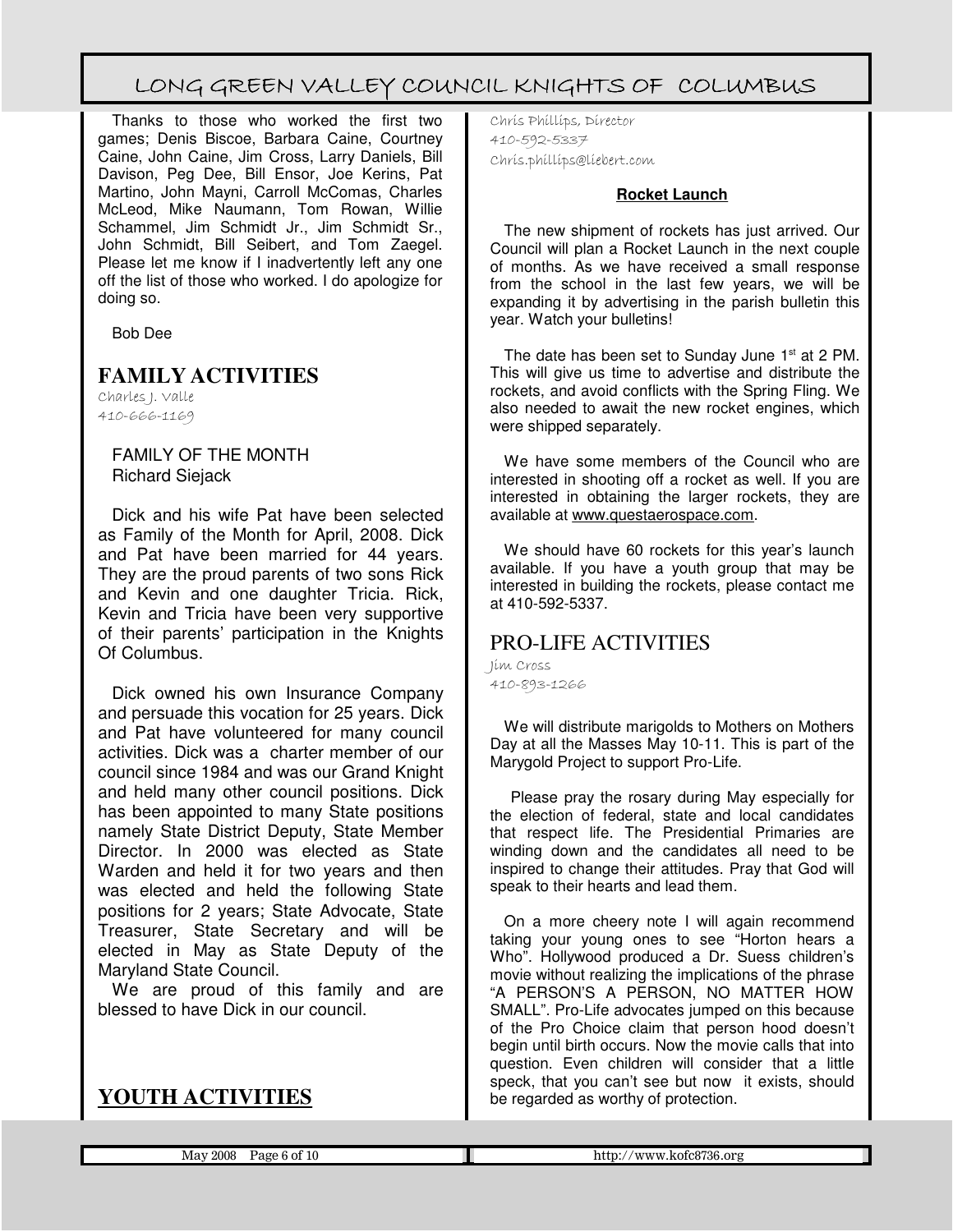Thanks to those who worked the first two games; Denis Biscoe, Barbara Caine, Courtney Caine, John Caine, Jim Cross, Larry Daniels, Bill Davison, Peg Dee, Bill Ensor, Joe Kerins, Pat Martino, John Mayni, Carroll McComas, Charles McLeod, Mike Naumann, Tom Rowan, Willie Schammel, Jim Schmidt Jr., Jim Schmidt Sr., John Schmidt, Bill Seibert, and Tom Zaegel. Please let me know if I inadvertently left any one off the list of those who worked. I do apologize for doing so.

Bob Dee

## FAMILY ACTIVITIES

Charles J. Valle
410-666-1169

FAMILY OF THE MONTH
Richard Siejack

Dick and his wife Pat have been selected as Family of the Month for April, 2008. Dick and Pat have been married for 44 years. They are the proud parents of two sons Rick and Kevin and one daughter Tricia. Rick, Kevin and Tricia have been very supportive of their parents' participation in the Knights Of Columbus.

Dick owned his own Insurance Company and persuade this vocation for 25 years. Dick and Pat have volunteered for many council activities. Dick was a charter member of our council since 1984 and was our Grand Knight and held many other council positions. Dick has been appointed to many State positions namely State District Deputy, State Member Director. In 2000 was elected as State Warden and held it for two years and then was elected and held the following State positions for 2 years; State Advocate, State Treasurer, State Secretary and will be elected in May as State Deputy of the Maryland State Council.

We are proud of this family and are blessed to have Dick in our council.

## YOUTH ACTIVITIES

Chris Phillips, Director
410-592-5337
Chris.phillips@liebert.com

### Rocket Launch

The new shipment of rockets has just arrived. Our Council will plan a Rocket Launch in the next couple of months. As we have received a small response from the school in the last few years, we will be expanding it by advertising in the parish bulletin this year. Watch your bulletins!

The date has been set to Sunday June 1st at 2 PM. This will give us time to advertise and distribute the rockets, and avoid conflicts with the Spring Fling. We also needed to await the new rocket engines, which were shipped separately.

We have some members of the Council who are interested in shooting off a rocket as well. If you are interested in obtaining the larger rockets, they are available at www.questaerospace.com.

We should have 60 rockets for this year's launch available. If you have a youth group that may be interested in building the rockets, please contact me at 410-592-5337.

## PRO-LIFE ACTIVITIES

Jim Cross
410-893-1266

We will distribute marigolds to Mothers on Mothers Day at all the Masses May 10-11. This is part of the Marygold Project to support Pro-Life.

Please pray the rosary during May especially for the election of federal, state and local candidates that respect life. The Presidential Primaries are winding down and the candidates all need to be inspired to change their attitudes. Pray that God will speak to their hearts and lead them.

On a more cheery note I will again recommend taking your young ones to see "Horton hears a Who". Hollywood produced a Dr. Suess children's movie without realizing the implications of the phrase "A PERSON'S A PERSON, NO MATTER HOW SMALL". Pro-Life advocates jumped on this because of the Pro Choice claim that person hood doesn't begin until birth occurs. Now the movie calls that into question. Even children will consider that a little speck, that you can't see but now it exists, should be regarded as worthy of protection.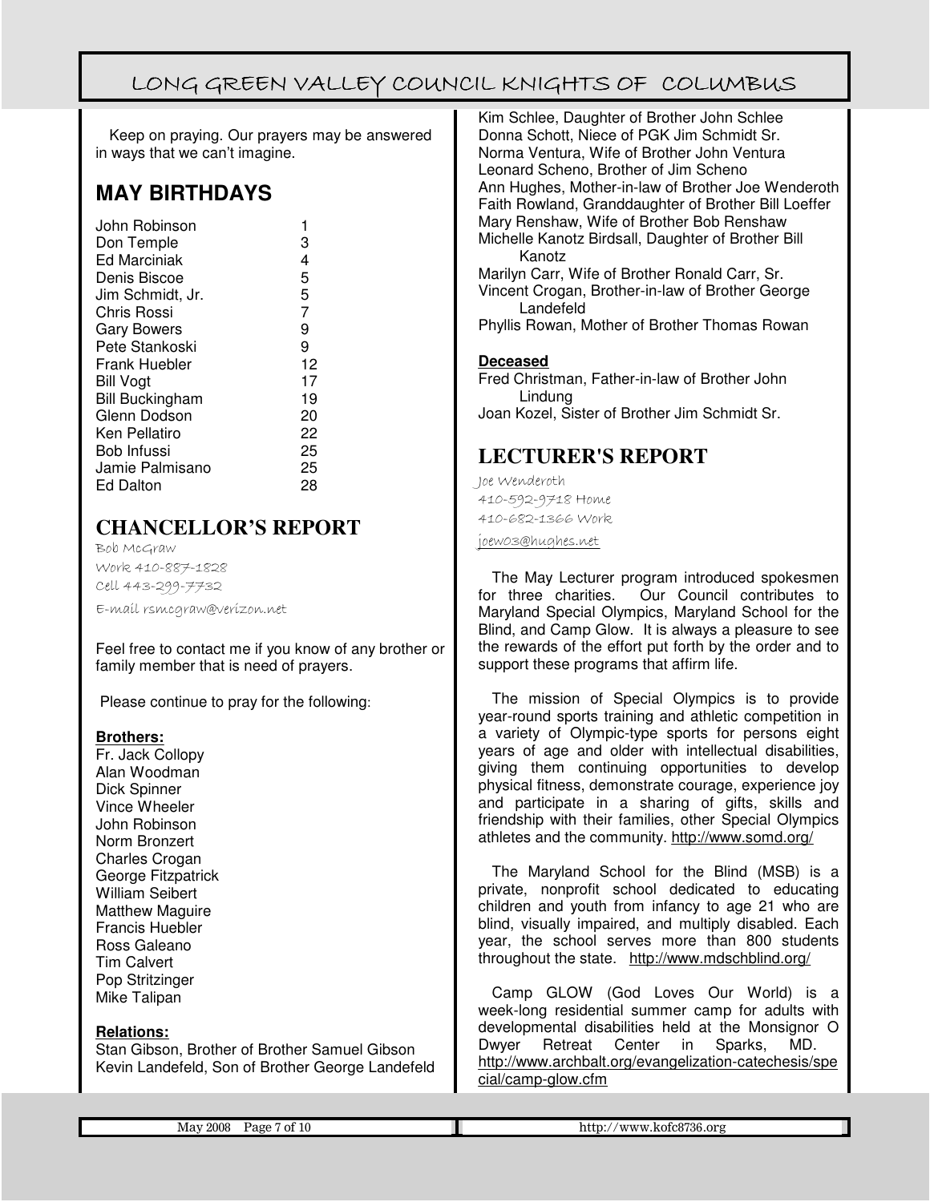Keep on praying. Our prayers may be answered in ways that we can't imagine.

## MAY BIRTHDAYS

| | |
|---|---|
| John Robinson | 1 |
| Don Temple | 3 |
| Ed Marciniak | 4 |
| Denis Biscoe | 5 |
| Jim Schmidt, Jr. | 5 |
| Chris Rossi | 7 |
| Gary Bowers | 9 |
| Pete Stankoski | 9 |
| Frank Huebler | 12 |
| Bill Vogt | 17 |
| Bill Buckingham | 19 |
| Glenn Dodson | 20 |
| Ken Pellatiro | 22 |
| Bob Infussi | 25 |
| Jamie Palmisano | 25 |
| Ed Dalton | 28 |

## CHANCELLOR'S REPORT

Bob McGraw
Work 410-887-1828
Cell 443-299-7732
E-mail rsmcgraw@verizon.net

Feel free to contact me if you know of any brother or family member that is need of prayers.

Please continue to pray for the following:

**Brothers:**

Fr. Jack Collopy
Alan Woodman
Dick Spinner
Vince Wheeler
John Robinson
Norm Bronzert
Charles Crogan
George Fitzpatrick
William Seibert
Matthew Maguire
Francis Huebler
Ross Galeano
Tim Calvert
Pop Stritzinger
Mike Talipan

**Relations:**

Stan Gibson, Brother of Brother Samuel Gibson
Kevin Landefeld, Son of Brother George Landefeld
Kim Schlee, Daughter of Brother John Schlee
Donna Schott, Niece of PGK Jim Schmidt Sr.
Norma Ventura, Wife of Brother John Ventura
Leonard Scheno, Brother of Jim Scheno
Ann Hughes, Mother-in-law of Brother Joe Wenderoth
Faith Rowland, Granddaughter of Brother Bill Loeffer
Mary Renshaw, Wife of Brother Bob Renshaw
Michelle Kanotz Birdsall, Daughter of Brother Bill Kanotz
Marilyn Carr, Wife of Brother Ronald Carr, Sr.
Vincent Crogan, Brother-in-law of Brother George Landefeld
Phyllis Rowan, Mother of Brother Thomas Rowan

**Deceased**

Fred Christman, Father-in-law of Brother John Lindung
Joan Kozel, Sister of Brother Jim Schmidt Sr.

## LECTURER'S REPORT

Joe Wenderoth
410-592-9718 Home
410-682-1366 Work
joew03@hughes.net

The May Lecturer program introduced spokesmen for three charities. Our Council contributes to Maryland Special Olympics, Maryland School for the Blind, and Camp Glow. It is always a pleasure to see the rewards of the effort put forth by the order and to support these programs that affirm life.

The mission of Special Olympics is to provide year-round sports training and athletic competition in a variety of Olympic-type sports for persons eight years of age and older with intellectual disabilities, giving them continuing opportunities to develop physical fitness, demonstrate courage, experience joy and participate in a sharing of gifts, skills and friendship with their families, other Special Olympics athletes and the community. http://www.somd.org/

The Maryland School for the Blind (MSB) is a private, nonprofit school dedicated to educating children and youth from infancy to age 21 who are blind, visually impaired, and multiply disabled. Each year, the school serves more than 800 students throughout the state. http://www.mdschblind.org/

Camp GLOW (God Loves Our World) is a week-long residential summer camp for adults with developmental disabilities held at the Monsignor O Dwyer Retreat Center in Sparks, MD. http://www.archbalt.org/evangelization-catechesis/special/camp-glow.cfm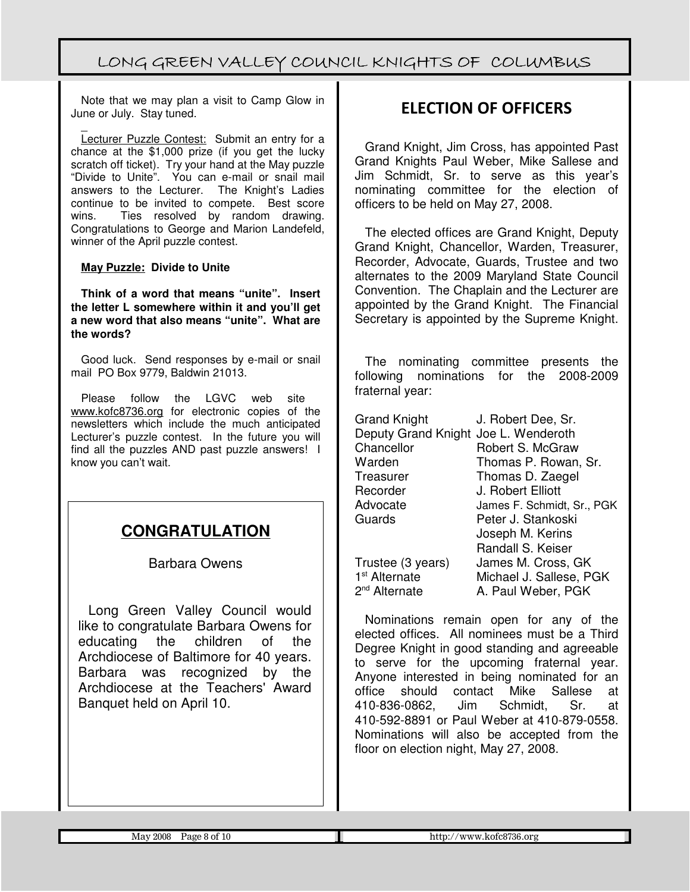Note that we may plan a visit to Camp Glow in June or July. Stay tuned.

Lecturer Puzzle Contest: Submit an entry for a chance at the $1,000 prize (if you get the lucky scratch off ticket). Try your hand at the May puzzle “Divide to Unite”. You can e-mail or snail mail answers to the Lecturer. The Knight’s Ladies continue to be invited to compete. Best score wins. Ties resolved by random drawing. Congratulations to George and Marion Landefeld, winner of the April puzzle contest.

**May Puzzle: Divide to Unite**

**Think of a word that means “unite”. Insert the letter L somewhere within it and you’ll get a new word that also means “unite”. What are the words?**

Good luck. Send responses by e-mail or snail mail PO Box 9779, Baldwin 21013.

Please follow the LGVC web site www.kofc8736.org for electronic copies of the newsletters which include the much anticipated Lecturer’s puzzle contest. In the future you will find all the puzzles AND past puzzle answers! I know you can’t wait.

## CONGRATULATION

Barbara Owens

Long Green Valley Council would like to congratulate Barbara Owens for educating the children of the Archdiocese of Baltimore for 40 years. Barbara was recognized by the Archdiocese at the Teachers' Award Banquet held on April 10.

## ELECTION OF OFFICERS

Grand Knight, Jim Cross, has appointed Past Grand Knights Paul Weber, Mike Sallese and Jim Schmidt, Sr. to serve as this year’s nominating committee for the election of officers to be held on May 27, 2008.

The elected offices are Grand Knight, Deputy Grand Knight, Chancellor, Warden, Treasurer, Recorder, Advocate, Guards, Trustee and two alternates to the 2009 Maryland State Council Convention. The Chaplain and the Lecturer are appointed by the Grand Knight. The Financial Secretary is appointed by the Supreme Knight.

The nominating committee presents the following nominations for the 2008-2009 fraternal year:

| Office | Nominee |
|---|---|
| Grand Knight | J. Robert Dee, Sr. |
| Deputy Grand Knight | Joe L. Wenderoth |
| Chancellor | Robert S. McGraw |
| Warden | Thomas P. Rowan, Sr. |
| Treasurer | Thomas D. Zaegel |
| Recorder | J. Robert Elliott |
| Advocate | James F. Schmidt, Sr., PGK |
| Guards | Peter J. Stankoski |
| | Joseph M. Kerins |
| | Randall S. Keiser |
| Trustee (3 years) | James M. Cross, GK |
| 1st Alternate | Michael J. Sallese, PGK |
| 2nd Alternate | A. Paul Weber, PGK |

Nominations remain open for any of the elected offices. All nominees must be a Third Degree Knight in good standing and agreeable to serve for the upcoming fraternal year. Anyone interested in being nominated for an office should contact Mike Sallese at 410-836-0862, Jim Schmidt, Sr. at 410-592-8891 or Paul Weber at 410-879-0558. Nominations will also be accepted from the floor on election night, May 27, 2008.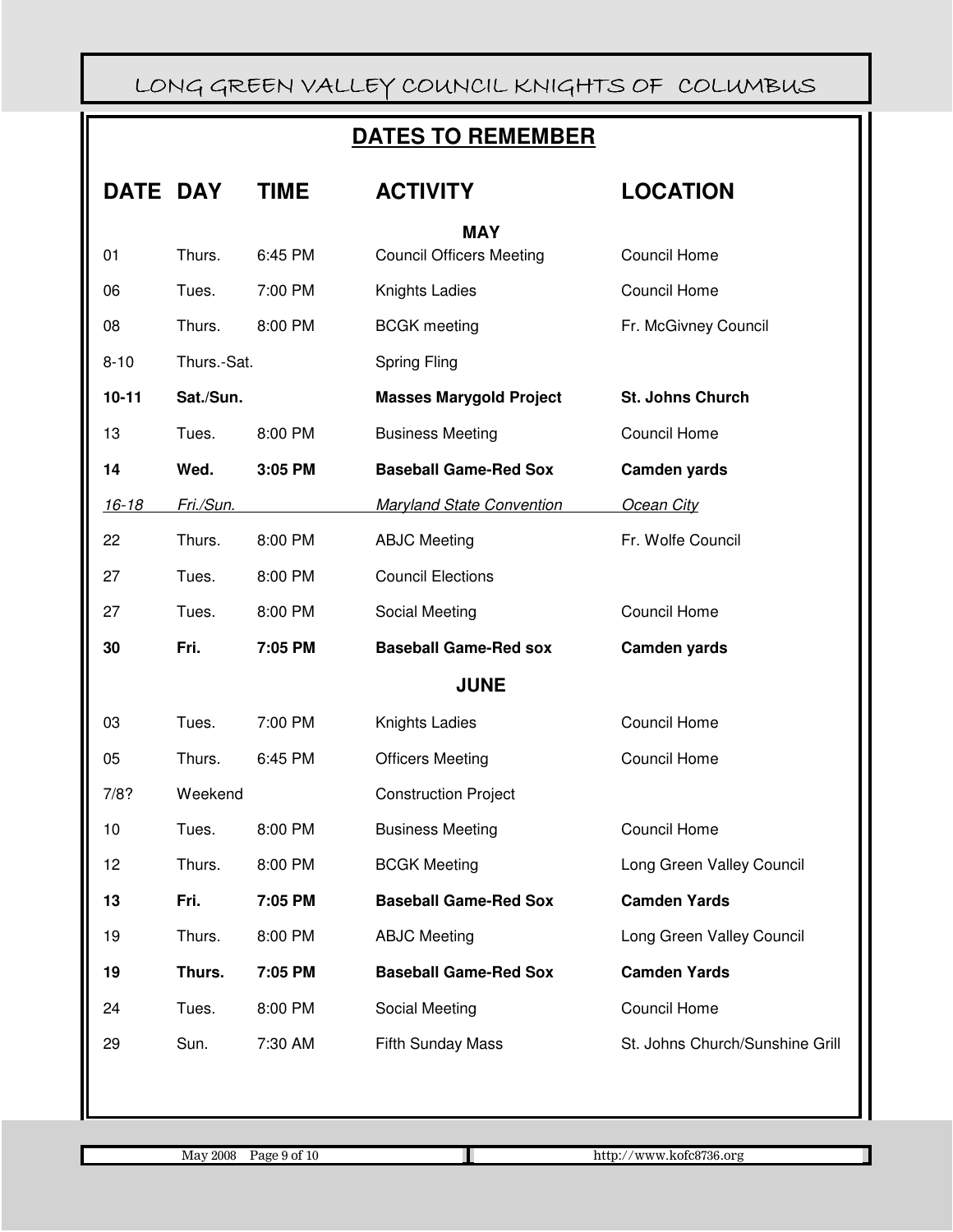## DATES TO REMEMBER

| DATE | DAY | TIME | ACTIVITY | LOCATION |
|---|---|---|---|---|
| | | | **MAY** | |
| 01 | Thurs. | 6:45 PM | Council Officers Meeting | Council Home |
| 06 | Tues. | 7:00 PM | Knights Ladies | Council Home |
| 08 | Thurs. | 8:00 PM | BCGK meeting | Fr. McGivney Council |
| 8-10 | Thurs.-Sat. | | Spring Fling | |
| **10-11** | **Sat./Sun.** | | **Masses Marygold Project** | **St. Johns Church** |
| 13 | Tues. | 8:00 PM | Business Meeting | Council Home |
| **14** | **Wed.** | **3:05 PM** | **Baseball Game-Red Sox** | **Camden yards** |
| *16-18* | *Fri./Sun.* | | *Maryland State Convention* | *Ocean City* |
| 22 | Thurs. | 8:00 PM | ABJC Meeting | Fr. Wolfe Council |
| 27 | Tues. | 8:00 PM | Council Elections | |
| 27 | Tues. | 8:00 PM | Social Meeting | Council Home |
| **30** | **Fri.** | **7:05 PM** | **Baseball Game-Red sox** | **Camden yards** |
| | | | **JUNE** | |
| 03 | Tues. | 7:00 PM | Knights Ladies | Council Home |
| 05 | Thurs. | 6:45 PM | Officers Meeting | Council Home |
| 7/8? | Weekend | | Construction Project | |
| 10 | Tues. | 8:00 PM | Business Meeting | Council Home |
| 12 | Thurs. | 8:00 PM | BCGK Meeting | Long Green Valley Council |
| **13** | **Fri.** | **7:05 PM** | **Baseball Game-Red Sox** | **Camden Yards** |
| 19 | Thurs. | 8:00 PM | ABJC Meeting | Long Green Valley Council |
| **19** | **Thurs.** | **7:05 PM** | **Baseball Game-Red Sox** | **Camden Yards** |
| 24 | Tues. | 8:00 PM | Social Meeting | Council Home |
| 29 | Sun. | 7:30 AM | Fifth Sunday Mass | St. Johns Church/Sunshine Grill |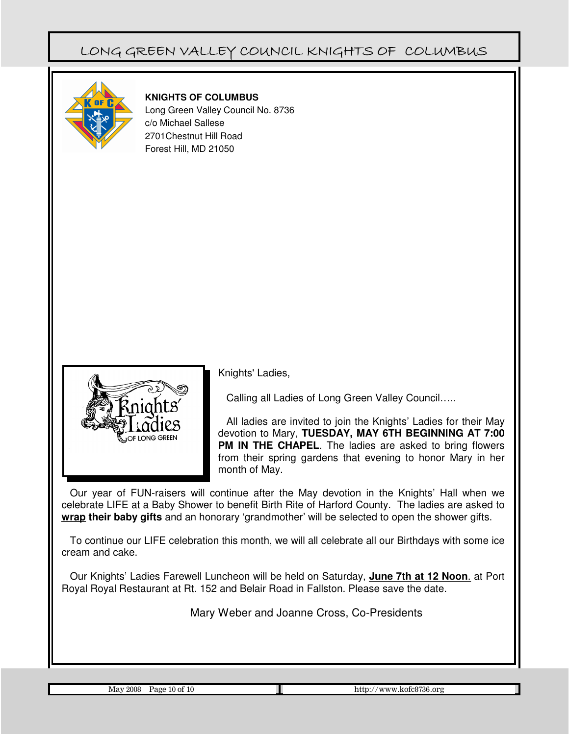**KNIGHTS OF COLUMBUS**
Long Green Valley Council No. 8736
c/o Michael Sallese
2701Chestnut Hill Road
Forest Hill, MD 21050

Knights' Ladies,

Calling all Ladies of Long Green Valley Council…..

All ladies are invited to join the Knights' Ladies for their May devotion to Mary, **TUESDAY, MAY 6TH BEGINNING AT 7:00 PM IN THE CHAPEL**. The ladies are asked to bring flowers from their spring gardens that evening to honor Mary in her month of May.

Our year of FUN-raisers will continue after the May devotion in the Knights' Hall when we celebrate LIFE at a Baby Shower to benefit Birth Rite of Harford County. The ladies are asked to **wrap their baby gifts** and an honorary 'grandmother' will be selected to open the shower gifts.

To continue our LIFE celebration this month, we will all celebrate all our Birthdays with some ice cream and cake.

Our Knights' Ladies Farewell Luncheon will be held on Saturday, **June 7th at 12 Noon**. at Port Royal Royal Restaurant at Rt. 152 and Belair Road in Fallston. Please save the date.

Mary Weber and Joanne Cross, Co-Presidents